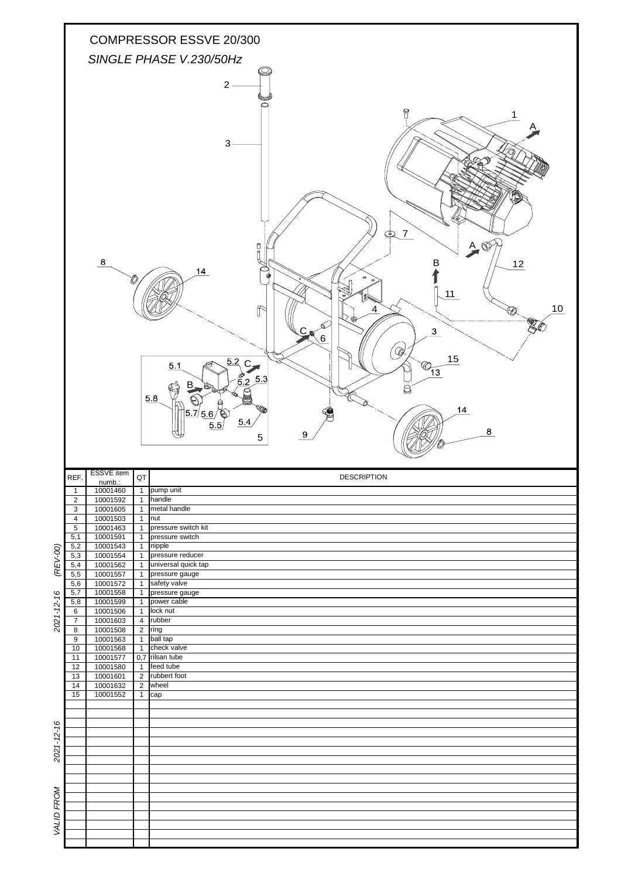# COMPRESSOR ESSVE 20/300

*SINGLE PHASE V.230/50Hz*

| REF. | ESSVE item numb.: | QT | DESCRIPTION |
|---|---|---|---|
| 1 | 10001460 | 1 | pump unit |
| 2 | 10001592 | 1 | handle |
| 3 | 10001605 | 1 | metal handle |
| 4 | 10001503 | 1 | nut |
| 5 | 10001463 | 1 | pressure switch kit |
| 5,1 | 10001591 | 1 | pressure switch |
| 5,2 | 10001543 | 1 | nipple |
| 5,3 | 10001554 | 1 | pressure reducer |
| 5,4 | 10001562 | 1 | universal quick tap |
| 5,5 | 10001557 | 1 | pressure gauge |
| 5,6 | 10001572 | 1 | safety valve |
| 5,7 | 10001558 | 1 | pressure gauge |
| 5,8 | 10001599 | 1 | power cable |
| 6 | 10001506 | 1 | lock nut |
| 7 | 10001603 | 4 | rubber |
| 8 | 10001508 | 2 | ring |
| 9 | 10001563 | 1 | ball tap |
| 10 | 10001568 | 1 | check valve |
| 11 | 10001577 | 0,7 | rilsan tube |
| 12 | 10001580 | 1 | feed tube |
| 13 | 10001601 | 2 | rubbert foot |
| 14 | 10001632 | 2 | wheel |
| 15 | 10001552 | 1 | cap |

*VALID FROM 2021-12-16*

*2021-12-16 (REV-00)*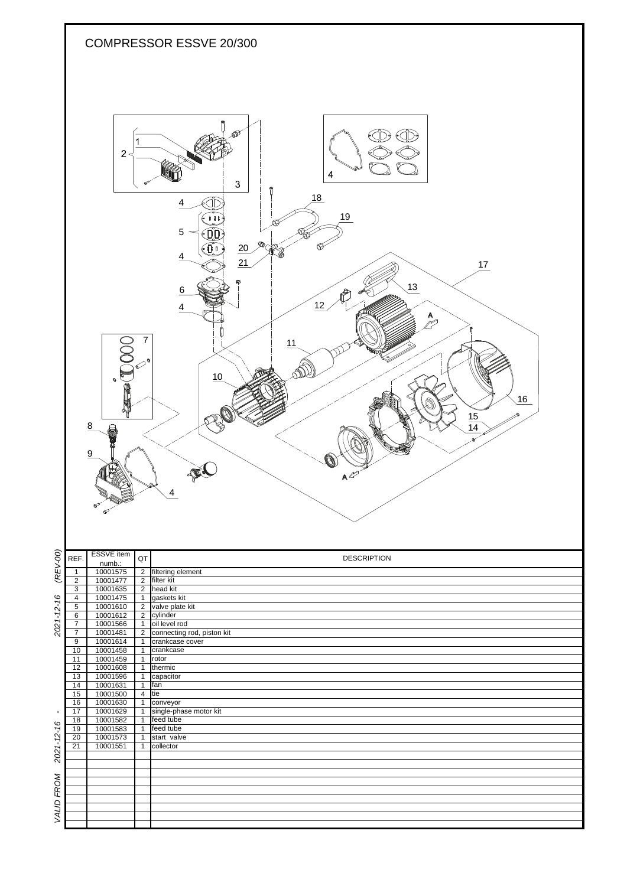# COMPRESSOR ESSVE 20/300

1
2
3
4
5
6
7
8
9
10
11
12
13
14
15
16
17
18
19
20
21
A

| REF. | ESSVE item numb.: | QT | DESCRIPTION |
|---|---|---|---|
| 1 | 10001575 | 2 | filtering element |
| 2 | 10001477 | 2 | filter kit |
| 3 | 10001635 | 2 | head kit |
| 4 | 10001475 | 1 | gaskets kit |
| 5 | 10001610 | 2 | valve plate kit |
| 6 | 10001612 | 2 | cylinder |
| 7 | 10001566 | 1 | oil level rod |
| 7 | 10001481 | 2 | connecting rod, piston kit |
| 9 | 10001614 | 1 | crankcase cover |
| 10 | 10001458 | 1 | crankcase |
| 11 | 10001459 | 1 | rotor |
| 12 | 10001608 | 1 | thermic |
| 13 | 10001596 | 1 | capacitor |
| 14 | 10001631 | 1 | fan |
| 15 | 10001500 | 4 | tie |
| 16 | 10001630 | 1 | conveyor |
| 17 | 10001629 | 1 | single-phase motor kit |
| 18 | 10001582 | 1 | feed tube |
| 19 | 10001583 | 1 | feed tube |
| 20 | 10001573 | 1 | start valve |
| 21 | 10001551 | 1 | collector |

*VALID FROM 2021-12-16 - 2021-12-16 (REV-00)*